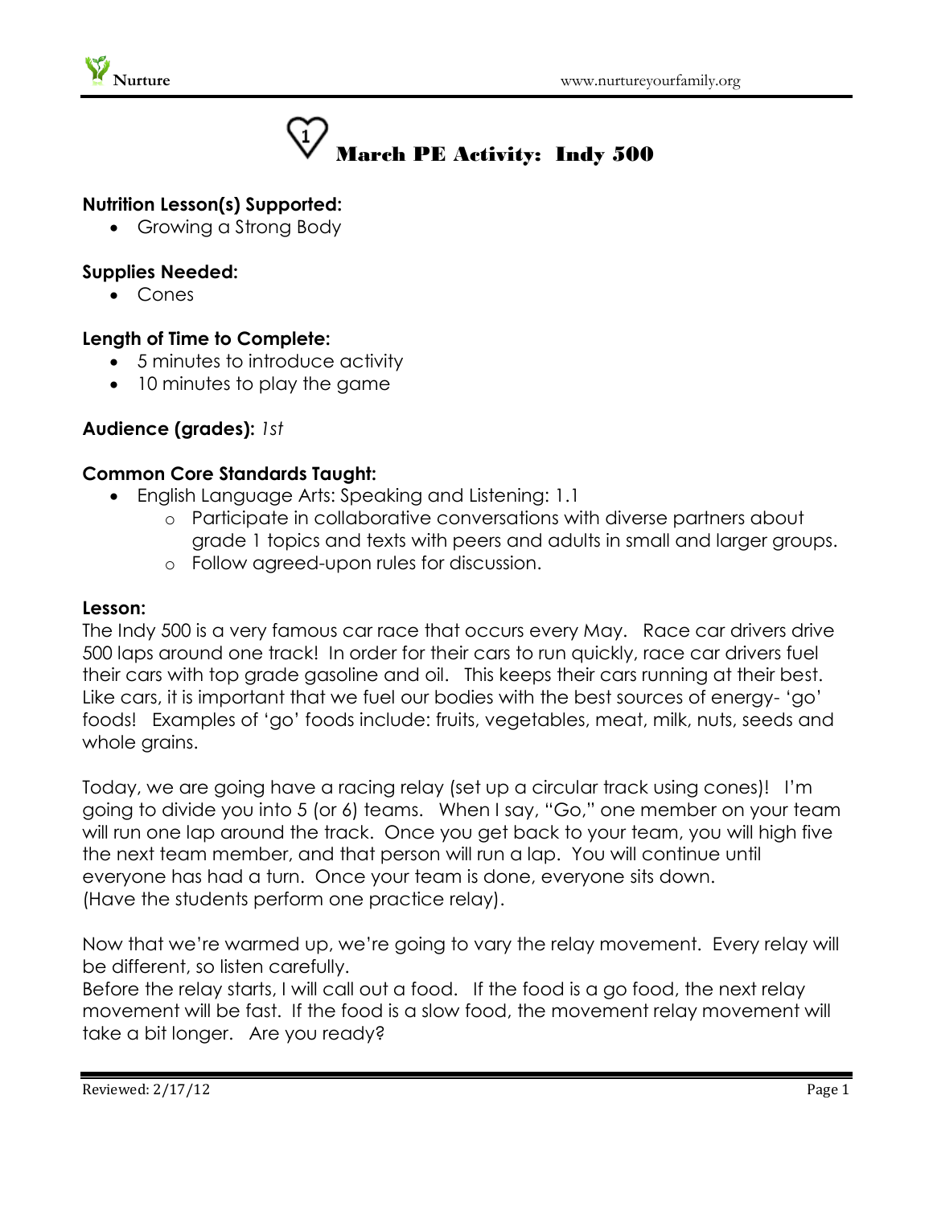# March PE Activity: Indy 500

**Nutrition Lesson(s) Supported:**

- Growing a Strong Body

**Supplies Needed:**

- Cones

**Length of Time to Complete:**

- 5 minutes to introduce activity
- 10 minutes to play the game

**Audience (grades):** *1st*

**Common Core Standards Taught:**

- English Language Arts: Speaking and Listening: 1.1
  - Participate in collaborative conversations with diverse partners about grade 1 topics and texts with peers and adults in small and larger groups.
  - Follow agreed-upon rules for discussion.

**Lesson:**

The Indy 500 is a very famous car race that occurs every May. Race car drivers drive 500 laps around one track! In order for their cars to run quickly, race car drivers fuel their cars with top grade gasoline and oil. This keeps their cars running at their best. Like cars, it is important that we fuel our bodies with the best sources of energy- 'go' foods! Examples of 'go' foods include: fruits, vegetables, meat, milk, nuts, seeds and whole grains.

Today, we are going have a racing relay (set up a circular track using cones)! I'm going to divide you into 5 (or 6) teams. When I say, "Go," one member on your team will run one lap around the track. Once you get back to your team, you will high five the next team member, and that person will run a lap. You will continue until everyone has had a turn. Once your team is done, everyone sits down. (Have the students perform one practice relay).

Now that we're warmed up, we're going to vary the relay movement. Every relay will be different, so listen carefully.
Before the relay starts, I will call out a food. If the food is a go food, the next relay movement will be fast. If the food is a slow food, the movement relay movement will take a bit longer. Are you ready?

Reviewed: 2/17/12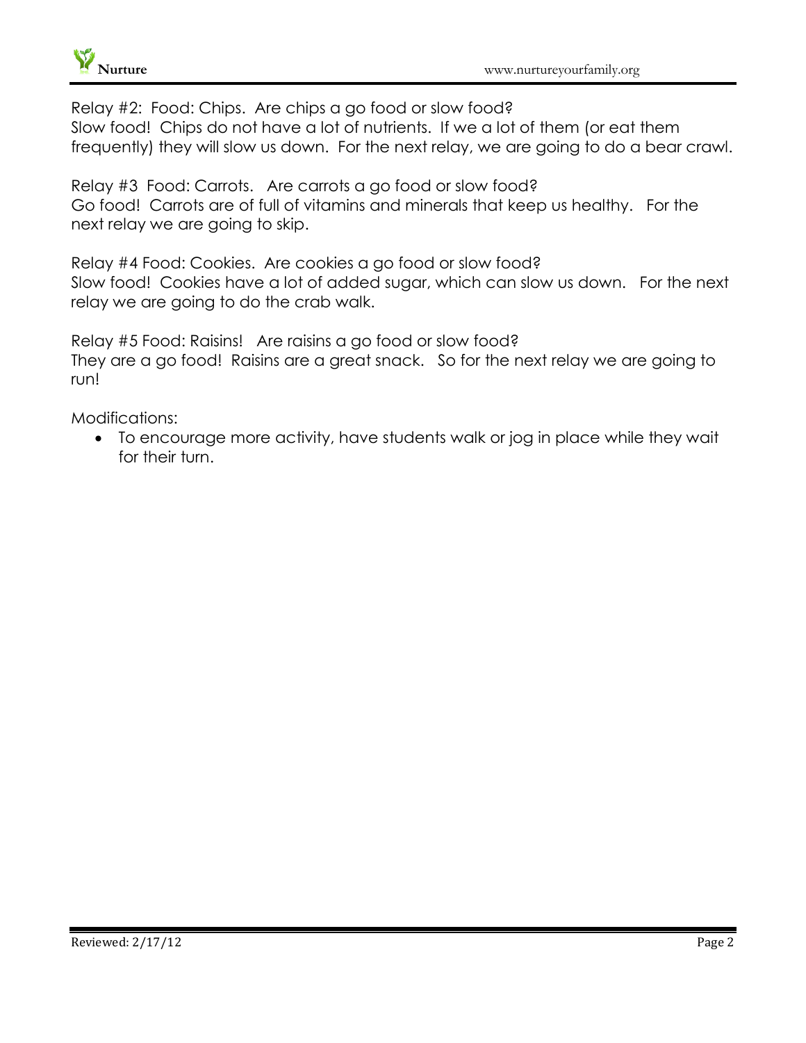Relay #2: Food: Chips. Are chips a go food or slow food?
Slow food! Chips do not have a lot of nutrients. If we a lot of them (or eat them frequently) they will slow us down. For the next relay, we are going to do a bear crawl.

Relay #3 Food: Carrots. Are carrots a go food or slow food?
Go food! Carrots are of full of vitamins and minerals that keep us healthy. For the next relay we are going to skip.

Relay #4 Food: Cookies. Are cookies a go food or slow food?
Slow food! Cookies have a lot of added sugar, which can slow us down. For the next relay we are going to do the crab walk.

Relay #5 Food: Raisins! Are raisins a go food or slow food?
They are a go food! Raisins are a great snack. So for the next relay we are going to run!

Modifications:

- To encourage more activity, have students walk or jog in place while they wait for their turn.